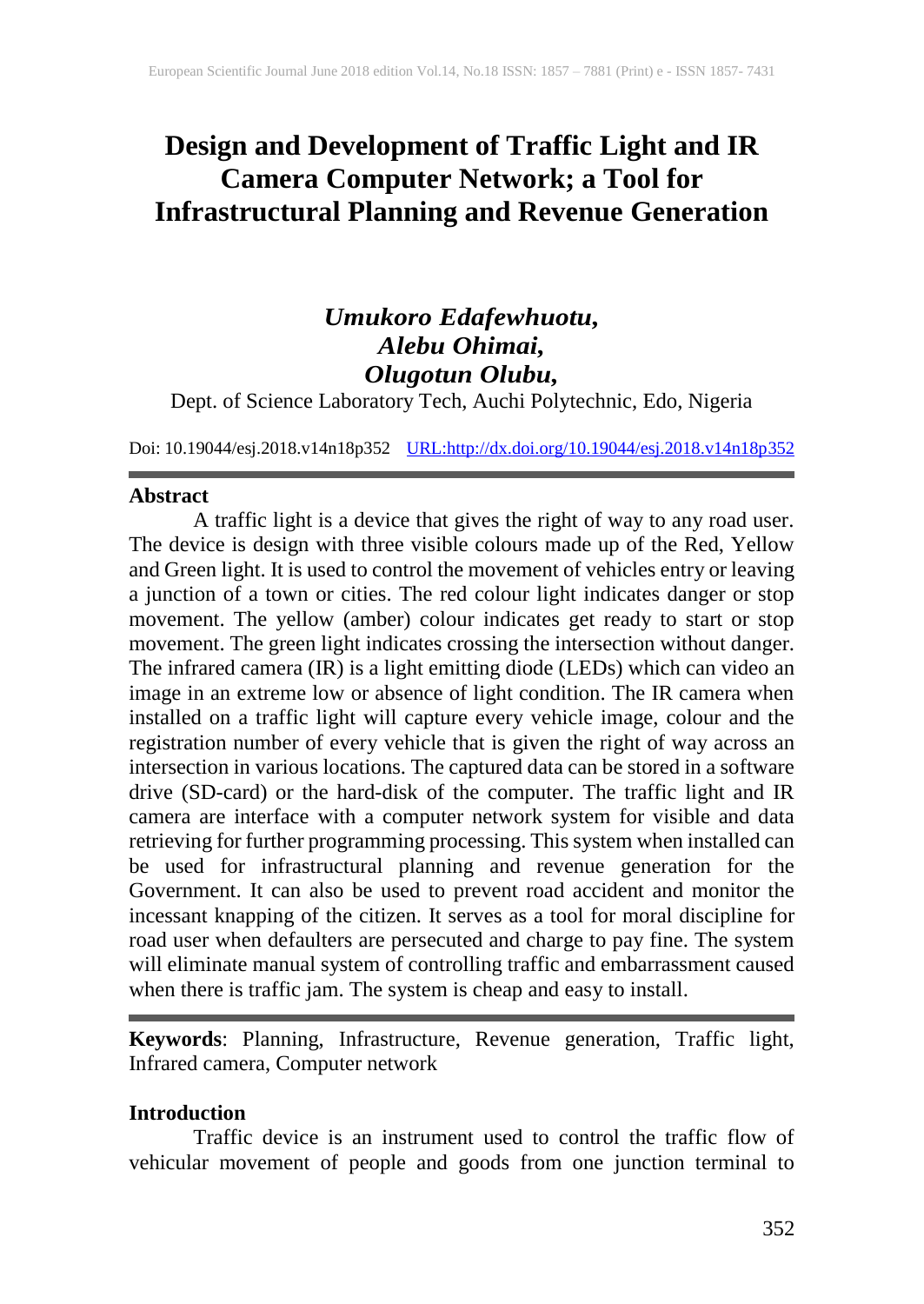# Design and Development of Traffic Light and IR Camera Computer Network; a Tool for Infrastructural Planning and Revenue Generation

***Umukoro Edafewhuotu,***
***Alebu Ohimai,***
***Olugotun Olubu,***

Dept. of Science Laboratory Tech, Auchi Polytechnic, Edo, Nigeria

Doi: 10.19044/esj.2018.v14n18p352 URL:http://dx.doi.org/10.19044/esj.2018.v14n18p352

## Abstract

A traffic light is a device that gives the right of way to any road user. The device is design with three visible colours made up of the Red, Yellow and Green light. It is used to control the movement of vehicles entry or leaving a junction of a town or cities. The red colour light indicates danger or stop movement. The yellow (amber) colour indicates get ready to start or stop movement. The green light indicates crossing the intersection without danger. The infrared camera (IR) is a light emitting diode (LEDs) which can video an image in an extreme low or absence of light condition. The IR camera when installed on a traffic light will capture every vehicle image, colour and the registration number of every vehicle that is given the right of way across an intersection in various locations. The captured data can be stored in a software drive (SD-card) or the hard-disk of the computer. The traffic light and IR camera are interface with a computer network system for visible and data retrieving for further programming processing. This system when installed can be used for infrastructural planning and revenue generation for the Government. It can also be used to prevent road accident and monitor the incessant knapping of the citizen. It serves as a tool for moral discipline for road user when defaulters are persecuted and charge to pay fine. The system will eliminate manual system of controlling traffic and embarrassment caused when there is traffic jam. The system is cheap and easy to install.

**Keywords**: Planning, Infrastructure, Revenue generation, Traffic light, Infrared camera, Computer network

## Introduction

Traffic device is an instrument used to control the traffic flow of vehicular movement of people and goods from one junction terminal to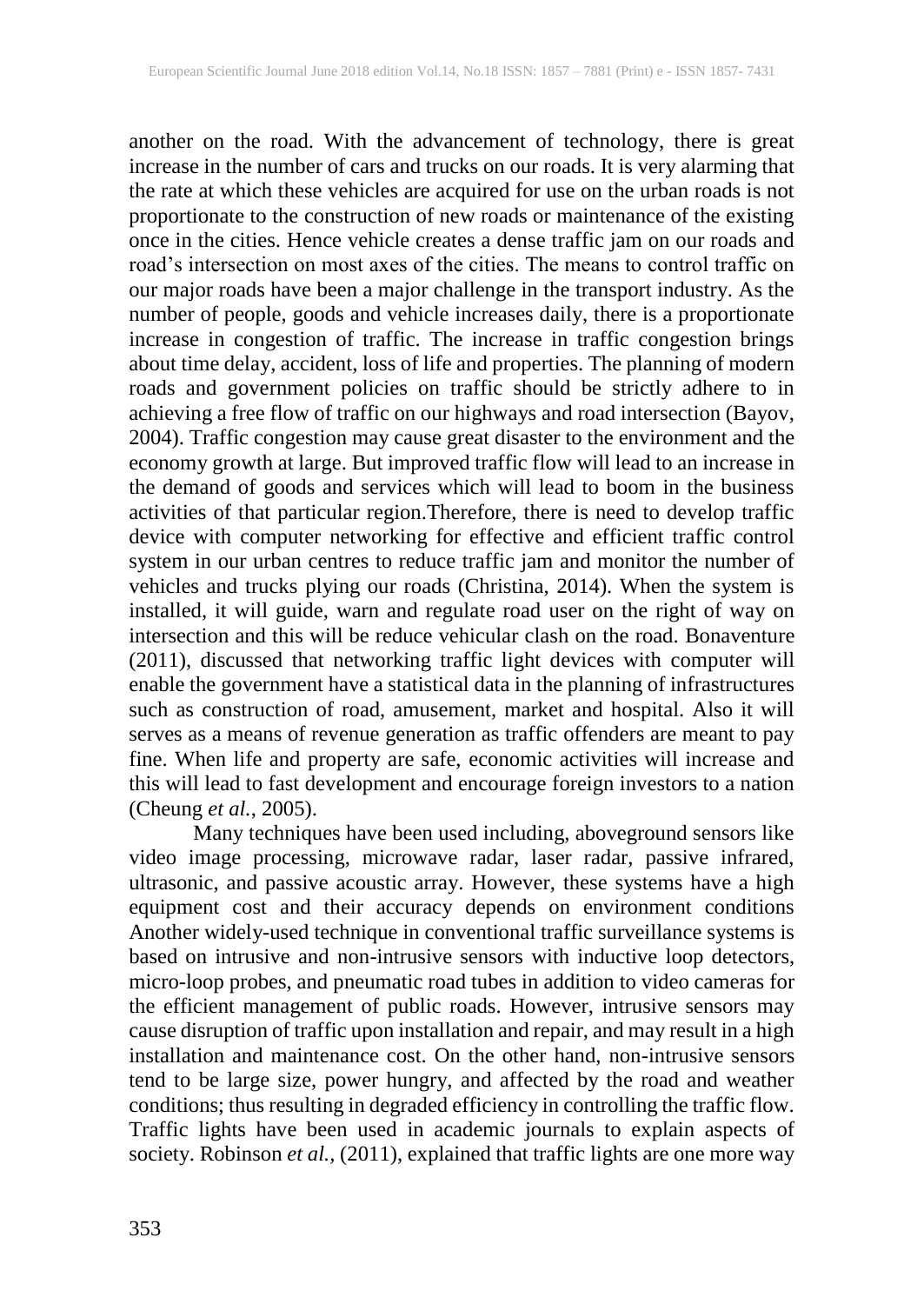another on the road. With the advancement of technology, there is great increase in the number of cars and trucks on our roads. It is very alarming that the rate at which these vehicles are acquired for use on the urban roads is not proportionate to the construction of new roads or maintenance of the existing once in the cities. Hence vehicle creates a dense traffic jam on our roads and road's intersection on most axes of the cities. The means to control traffic on our major roads have been a major challenge in the transport industry. As the number of people, goods and vehicle increases daily, there is a proportionate increase in congestion of traffic. The increase in traffic congestion brings about time delay, accident, loss of life and properties. The planning of modern roads and government policies on traffic should be strictly adhere to in achieving a free flow of traffic on our highways and road intersection (Bayov, 2004). Traffic congestion may cause great disaster to the environment and the economy growth at large. But improved traffic flow will lead to an increase in the demand of goods and services which will lead to boom in the business activities of that particular region.Therefore, there is need to develop traffic device with computer networking for effective and efficient traffic control system in our urban centres to reduce traffic jam and monitor the number of vehicles and trucks plying our roads (Christina, 2014). When the system is installed, it will guide, warn and regulate road user on the right of way on intersection and this will be reduce vehicular clash on the road. Bonaventure (2011), discussed that networking traffic light devices with computer will enable the government have a statistical data in the planning of infrastructures such as construction of road, amusement, market and hospital. Also it will serves as a means of revenue generation as traffic offenders are meant to pay fine. When life and property are safe, economic activities will increase and this will lead to fast development and encourage foreign investors to a nation (Cheung *et al.,* 2005).

Many techniques have been used including, aboveground sensors like video image processing, microwave radar, laser radar, passive infrared, ultrasonic, and passive acoustic array. However, these systems have a high equipment cost and their accuracy depends on environment conditions Another widely-used technique in conventional traffic surveillance systems is based on intrusive and non-intrusive sensors with inductive loop detectors, micro-loop probes, and pneumatic road tubes in addition to video cameras for the efficient management of public roads. However, intrusive sensors may cause disruption of traffic upon installation and repair, and may result in a high installation and maintenance cost. On the other hand, non-intrusive sensors tend to be large size, power hungry, and affected by the road and weather conditions; thus resulting in degraded efficiency in controlling the traffic flow. Traffic lights have been used in academic journals to explain aspects of society. Robinson *et al.,* (2011), explained that traffic lights are one more way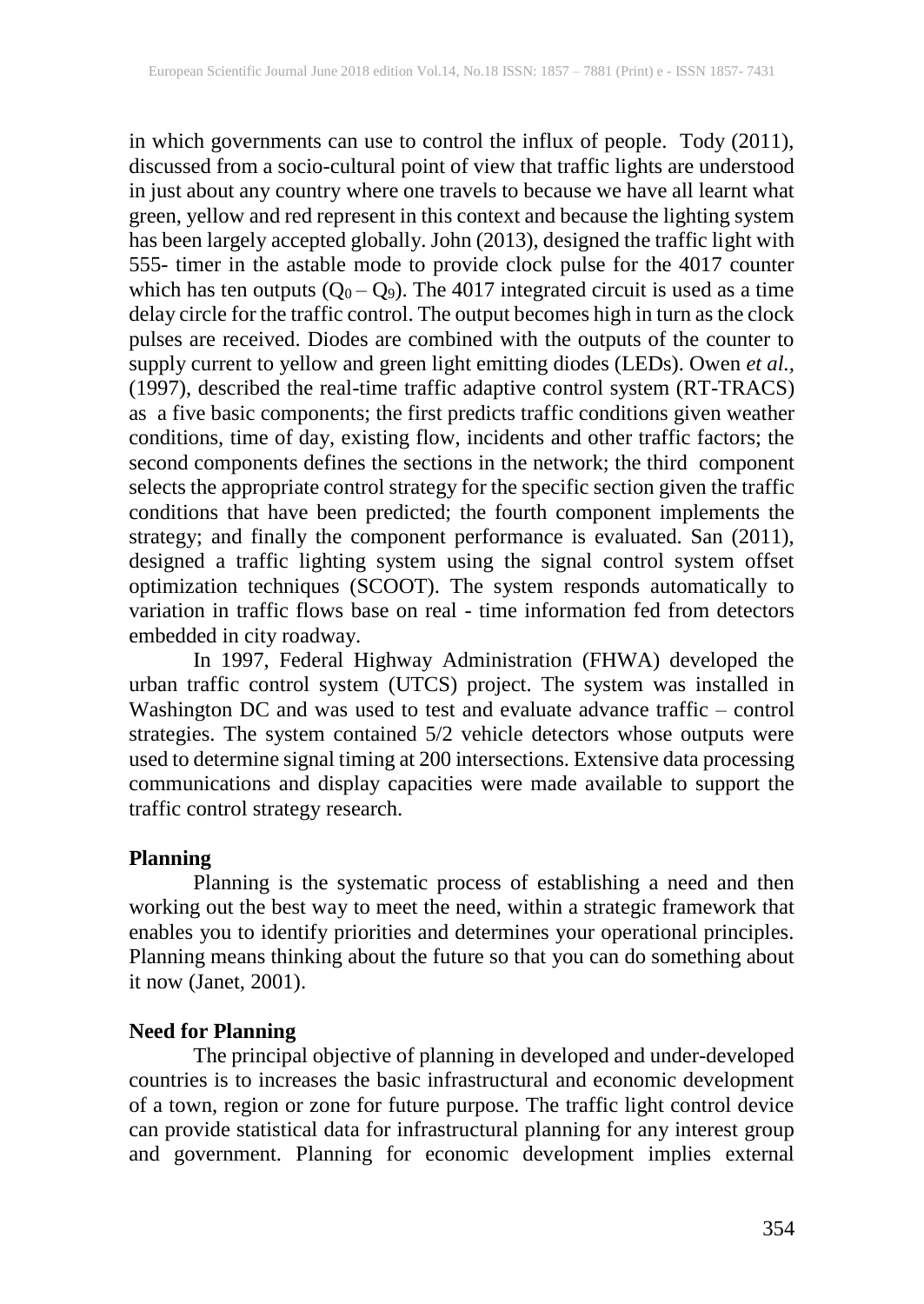in which governments can use to control the influx of people. Tody (2011), discussed from a socio-cultural point of view that traffic lights are understood in just about any country where one travels to because we have all learnt what green, yellow and red represent in this context and because the lighting system has been largely accepted globally. John (2013), designed the traffic light with 555- timer in the astable mode to provide clock pulse for the 4017 counter which has ten outputs ($Q_0 - Q_9$). The 4017 integrated circuit is used as a time delay circle for the traffic control. The output becomes high in turn as the clock pulses are received. Diodes are combined with the outputs of the counter to supply current to yellow and green light emitting diodes (LEDs). Owen *et al.,* (1997), described the real-time traffic adaptive control system (RT-TRACS) as a five basic components; the first predicts traffic conditions given weather conditions, time of day, existing flow, incidents and other traffic factors; the second components defines the sections in the network; the third component selects the appropriate control strategy for the specific section given the traffic conditions that have been predicted; the fourth component implements the strategy; and finally the component performance is evaluated. San (2011), designed a traffic lighting system using the signal control system offset optimization techniques (SCOOT). The system responds automatically to variation in traffic flows base on real - time information fed from detectors embedded in city roadway.

In 1997, Federal Highway Administration (FHWA) developed the urban traffic control system (UTCS) project. The system was installed in Washington DC and was used to test and evaluate advance traffic – control strategies. The system contained 5/2 vehicle detectors whose outputs were used to determine signal timing at 200 intersections. Extensive data processing communications and display capacities were made available to support the traffic control strategy research.

**Planning**

Planning is the systematic process of establishing a need and then working out the best way to meet the need, within a strategic framework that enables you to identify priorities and determines your operational principles. Planning means thinking about the future so that you can do something about it now (Janet, 2001).

**Need for Planning**

The principal objective of planning in developed and under-developed countries is to increases the basic infrastructural and economic development of a town, region or zone for future purpose. The traffic light control device can provide statistical data for infrastructural planning for any interest group and government. Planning for economic development implies external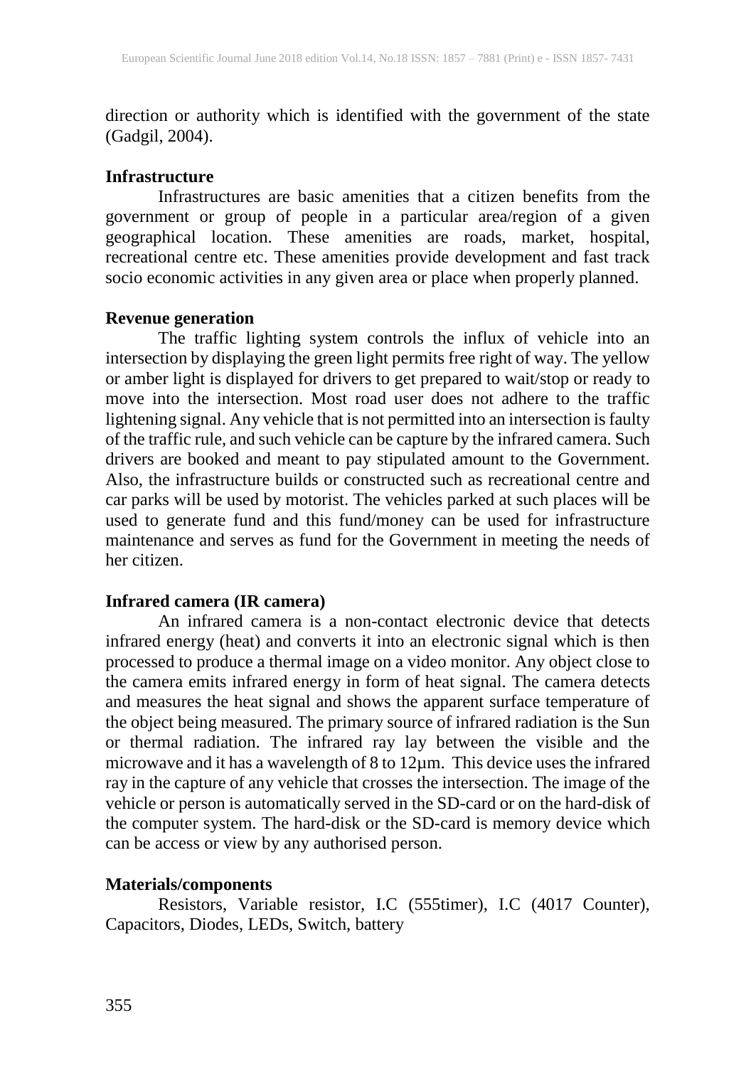direction or authority which is identified with the government of the state (Gadgil, 2004).

**Infrastructure**

Infrastructures are basic amenities that a citizen benefits from the government or group of people in a particular area/region of a given geographical location. These amenities are roads, market, hospital, recreational centre etc. These amenities provide development and fast track socio economic activities in any given area or place when properly planned.

**Revenue generation**

The traffic lighting system controls the influx of vehicle into an intersection by displaying the green light permits free right of way. The yellow or amber light is displayed for drivers to get prepared to wait/stop or ready to move into the intersection. Most road user does not adhere to the traffic lightening signal. Any vehicle that is not permitted into an intersection is faulty of the traffic rule, and such vehicle can be capture by the infrared camera. Such drivers are booked and meant to pay stipulated amount to the Government. Also, the infrastructure builds or constructed such as recreational centre and car parks will be used by motorist. The vehicles parked at such places will be used to generate fund and this fund/money can be used for infrastructure maintenance and serves as fund for the Government in meeting the needs of her citizen.

**Infrared camera (IR camera)**

An infrared camera is a non-contact electronic device that detects infrared energy (heat) and converts it into an electronic signal which is then processed to produce a thermal image on a video monitor. Any object close to the camera emits infrared energy in form of heat signal. The camera detects and measures the heat signal and shows the apparent surface temperature of the object being measured. The primary source of infrared radiation is the Sun or thermal radiation. The infrared ray lay between the visible and the microwave and it has a wavelength of 8 to 12µm. This device uses the infrared ray in the capture of any vehicle that crosses the intersection. The image of the vehicle or person is automatically served in the SD-card or on the hard-disk of the computer system. The hard-disk or the SD-card is memory device which can be access or view by any authorised person.

**Materials/components**

Resistors, Variable resistor, I.C (555timer), I.C (4017 Counter), Capacitors, Diodes, LEDs, Switch, battery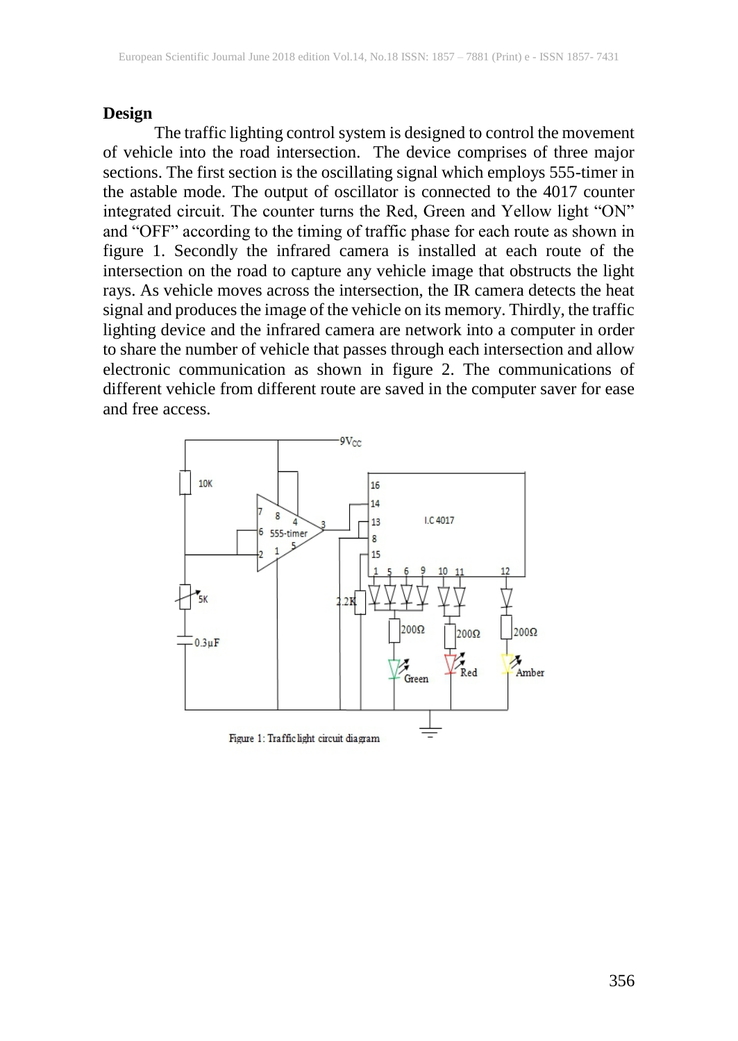## Design

The traffic lighting control system is designed to control the movement of vehicle into the road intersection. The device comprises of three major sections. The first section is the oscillating signal which employs 555-timer in the astable mode. The output of oscillator is connected to the 4017 counter integrated circuit. The counter turns the Red, Green and Yellow light "ON" and "OFF" according to the timing of traffic phase for each route as shown in figure 1. Secondly the infrared camera is installed at each route of the intersection on the road to capture any vehicle image that obstructs the light rays. As vehicle moves across the intersection, the IR camera detects the heat signal and produces the image of the vehicle on its memory. Thirdly, the traffic lighting device and the infrared camera are network into a computer in order to share the number of vehicle that passes through each intersection and allow electronic communication as shown in figure 2. The communications of different vehicle from different route are saved in the computer saver for ease and free access.

Figure 1: Traffic light circuit diagram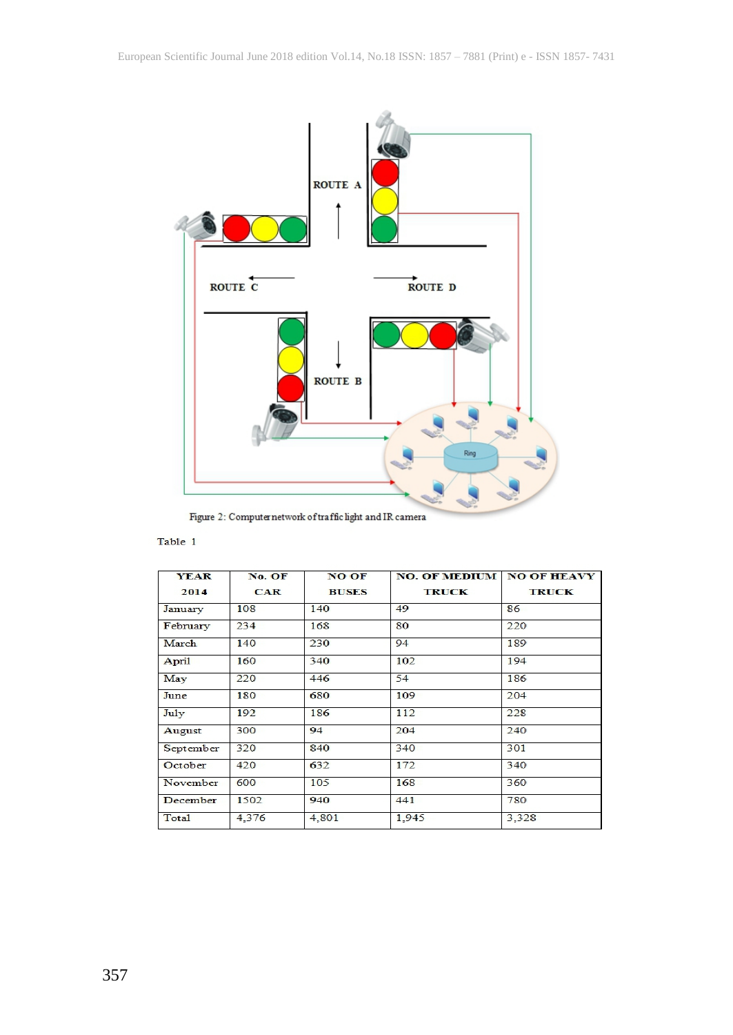Figure 2: Computer network of traffic light and IR camera

Table 1

| YEAR 2014 | No. OF CAR | NO OF BUSES | NO. OF MEDIUM TRUCK | NO OF HEAVY TRUCK |
|---|---|---|---|---|
| January | 108 | 140 | 49 | 86 |
| February | 234 | 168 | 80 | 220 |
| March | 140 | 230 | 94 | 189 |
| April | 160 | 340 | 102 | 194 |
| May | 220 | 446 | 54 | 186 |
| June | 180 | 680 | 109 | 204 |
| July | 192 | 186 | 112 | 228 |
| August | 300 | 94 | 204 | 240 |
| September | 320 | 840 | 340 | 301 |
| October | 420 | 632 | 172 | 340 |
| November | 600 | 105 | 168 | 360 |
| December | 1502 | 940 | 441 | 780 |
| Total | 4,376 | 4,801 | 1,945 | 3,328 |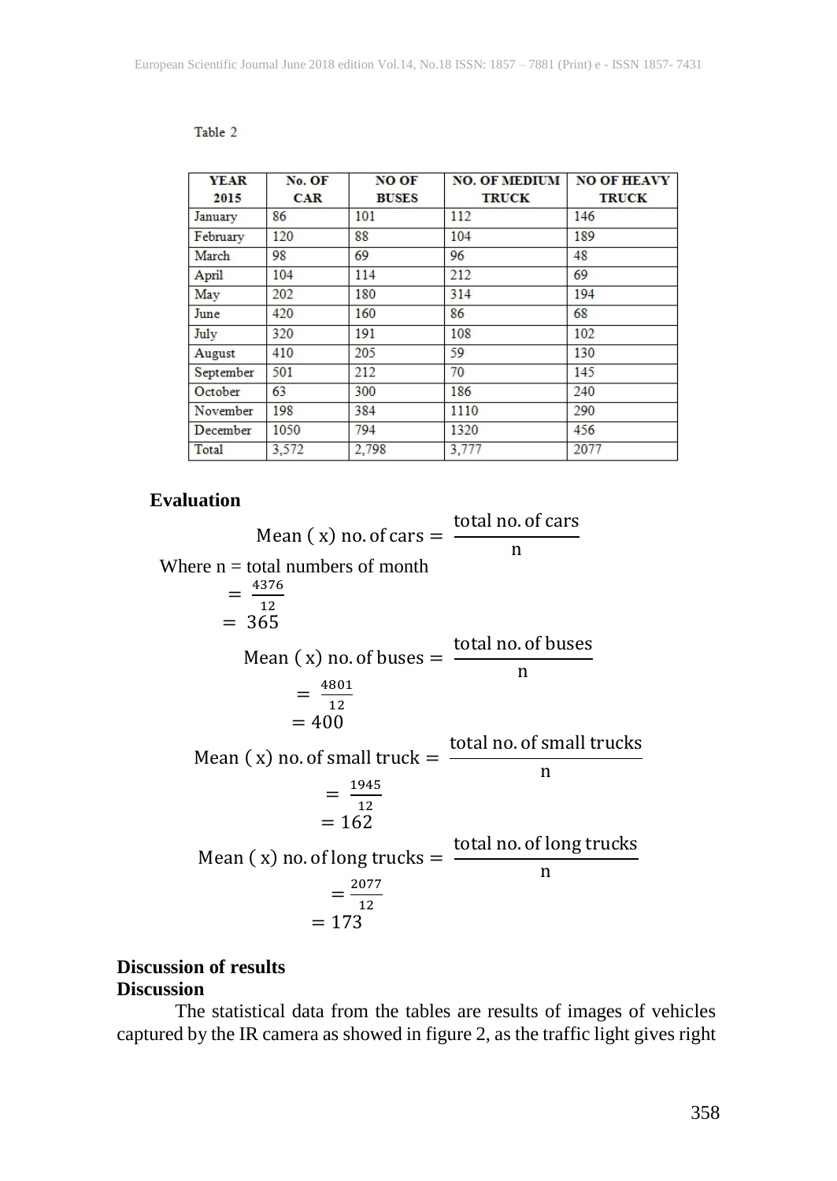Table 2

| YEAR 2015 | No. OF CAR | NO OF BUSES | NO. OF MEDIUM TRUCK | NO OF HEAVY TRUCK |
|---|---|---|---|---|
| January | 86 | 101 | 112 | 146 |
| February | 120 | 88 | 104 | 189 |
| March | 98 | 69 | 96 | 48 |
| April | 104 | 114 | 212 | 69 |
| May | 202 | 180 | 314 | 194 |
| June | 420 | 160 | 86 | 68 |
| July | 320 | 191 | 108 | 102 |
| August | 410 | 205 | 59 | 130 |
| September | 501 | 212 | 70 | 145 |
| October | 63 | 300 | 186 | 240 |
| November | 198 | 384 | 1110 | 290 |
| December | 1050 | 794 | 1320 | 456 |
| Total | 3,572 | 2,798 | 3,777 | 2077 |

**Evaluation**

$$\text{Mean } (\text{ x}) \text{ no. of cars} = \frac{\text{total no. of cars}}{\text{n}}$$

Where n = total numbers of month

$$= \frac{4376}{12}$$

$$= 365$$

$$\text{Mean } (\text{ x}) \text{ no. of buses} = \frac{\text{total no. of buses}}{\text{n}}$$

$$= \frac{4801}{12}$$

$$= 400$$

$$\text{Mean } (\text{ x}) \text{ no. of small truck} = \frac{\text{total no. of small trucks}}{\text{n}}$$

$$= \frac{1945}{12}$$

$$= 162$$

$$\text{Mean } (\text{ x}) \text{ no. of long trucks} = \frac{\text{total no. of long trucks}}{\text{n}}$$

$$= \frac{2077}{12}$$

$$= 173$$

**Discussion of results**

**Discussion**

The statistical data from the tables are results of images of vehicles captured by the IR camera as showed in figure 2, as the traffic light gives right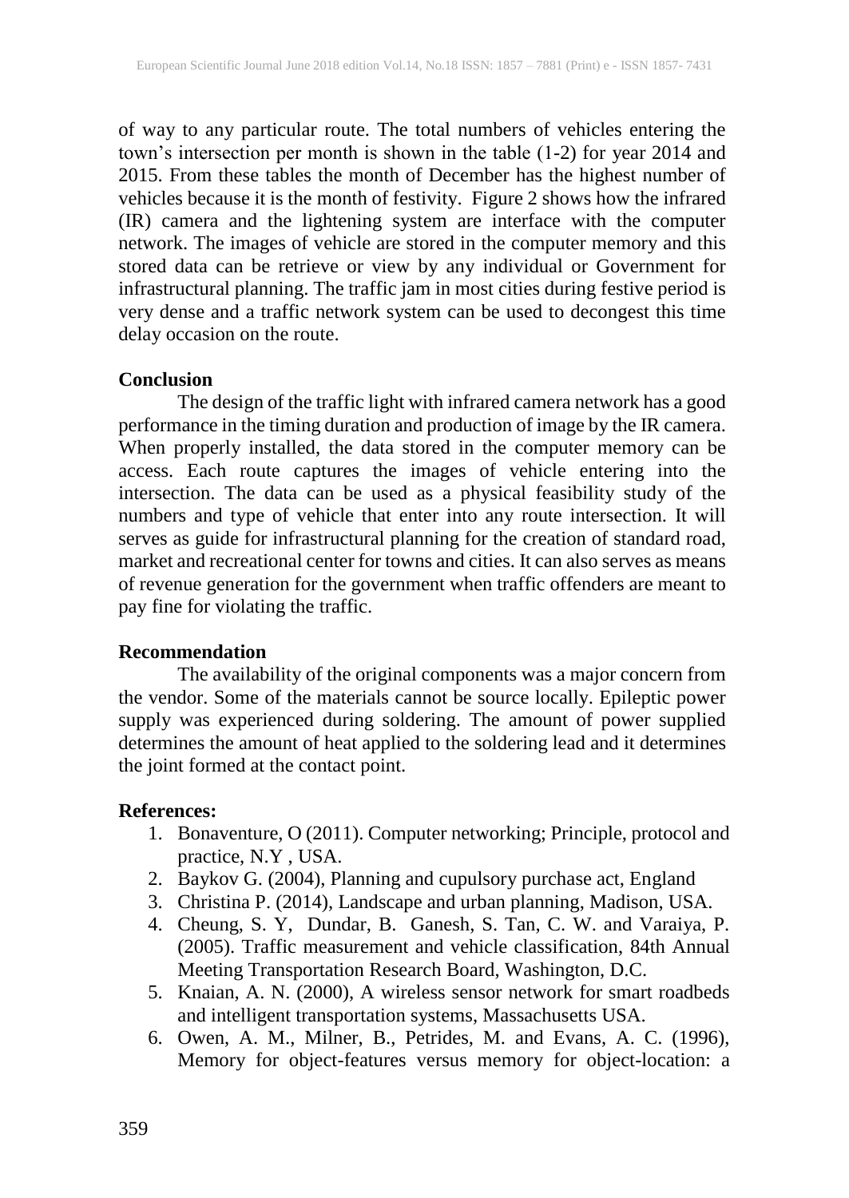of way to any particular route. The total numbers of vehicles entering the town's intersection per month is shown in the table (1-2) for year 2014 and 2015. From these tables the month of December has the highest number of vehicles because it is the month of festivity. Figure 2 shows how the infrared (IR) camera and the lightening system are interface with the computer network. The images of vehicle are stored in the computer memory and this stored data can be retrieve or view by any individual or Government for infrastructural planning. The traffic jam in most cities during festive period is very dense and a traffic network system can be used to decongest this time delay occasion on the route.

## Conclusion

The design of the traffic light with infrared camera network has a good performance in the timing duration and production of image by the IR camera. When properly installed, the data stored in the computer memory can be access. Each route captures the images of vehicle entering into the intersection. The data can be used as a physical feasibility study of the numbers and type of vehicle that enter into any route intersection. It will serves as guide for infrastructural planning for the creation of standard road, market and recreational center for towns and cities. It can also serves as means of revenue generation for the government when traffic offenders are meant to pay fine for violating the traffic.

## Recommendation

The availability of the original components was a major concern from the vendor. Some of the materials cannot be source locally. Epileptic power supply was experienced during soldering. The amount of power supplied determines the amount of heat applied to the soldering lead and it determines the joint formed at the contact point.

## References:

1. Bonaventure, O (2011). Computer networking; Principle, protocol and practice, N.Y , USA.
2. Baykov G. (2004), Planning and cupulsory purchase act, England
3. Christina P. (2014), Landscape and urban planning, Madison, USA.
4. Cheung, S. Y, Dundar, B. Ganesh, S. Tan, C. W. and Varaiya, P. (2005). Traffic measurement and vehicle classification, 84th Annual Meeting Transportation Research Board, Washington, D.C.
5. Knaian, A. N. (2000), A wireless sensor network for smart roadbeds and intelligent transportation systems, Massachusetts USA.
6. Owen, A. M., Milner, B., Petrides, M. and Evans, A. C. (1996), Memory for object-features versus memory for object-location: a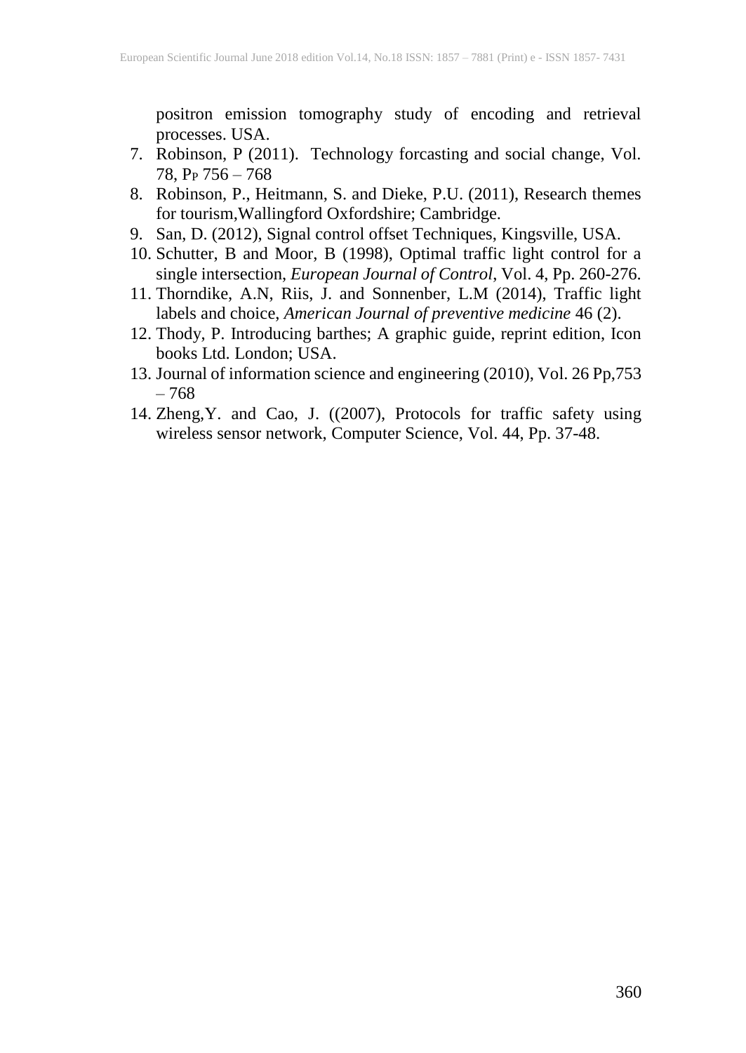positron emission tomography study of encoding and retrieval processes. USA.

7. Robinson, P (2011). Technology forcasting and social change, Vol. 78, Pp 756 – 768
8. Robinson, P., Heitmann, S. and Dieke, P.U. (2011), Research themes for tourism,Wallingford Oxfordshire; Cambridge.
9. San, D. (2012), Signal control offset Techniques, Kingsville, USA.
10. Schutter, B and Moor, B (1998), Optimal traffic light control for a single intersection, *European Journal of Control*, Vol. 4, Pp. 260-276.
11. Thorndike, A.N, Riis, J. and Sonnenber, L.M (2014), Traffic light labels and choice, *American Journal of preventive medicine* 46 (2).
12. Thody, P. Introducing barthes; A graphic guide, reprint edition, Icon books Ltd. London; USA.
13. Journal of information science and engineering (2010), Vol. 26 Pp,753 – 768
14. Zheng,Y. and Cao, J. ((2007), Protocols for traffic safety using wireless sensor network, Computer Science, Vol. 44, Pp. 37-48.